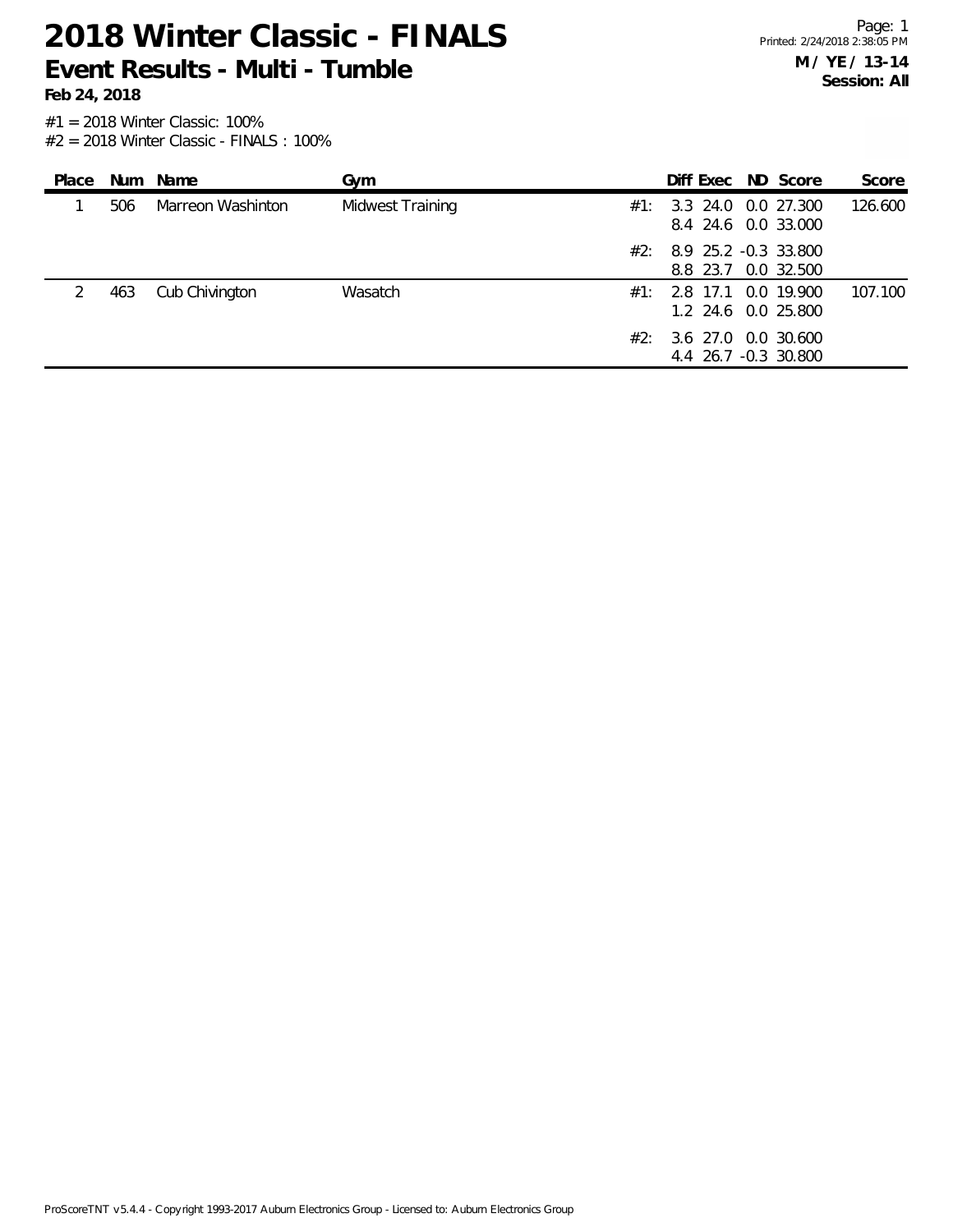# 2018 Winter Classic - FINALS

## Event Results - Multi - Tumble

**Feb 24, 2018**

**M / YE / 13-14**
**Session: All**

#1 = 2018 Winter Classic: 100%
#2 = 2018 Winter Classic - FINALS : 100%

| Place | Num | Name | Gym | | Diff | Exec | ND | Score | Score |
|---|---|---|---|---|---|---|---|---|---|
| 1 | 506 | Marreon Washinton | Midwest Training | #1: | 3.3 | 24.0 | 0.0 | 27.300 | 126.600 |
| | | | | | 8.4 | 24.6 | 0.0 | 33.000 | |
| | | | | #2: | 8.9 | 25.2 | -0.3 | 33.800 | |
| | | | | | 8.8 | 23.7 | 0.0 | 32.500 | |
| 2 | 463 | Cub Chivington | Wasatch | #1: | 2.8 | 17.1 | 0.0 | 19.900 | 107.100 |
| | | | | | 1.2 | 24.6 | 0.0 | 25.800 | |
| | | | | #2: | 3.6 | 27.0 | 0.0 | 30.600 | |
| | | | | | 4.4 | 26.7 | -0.3 | 30.800 | |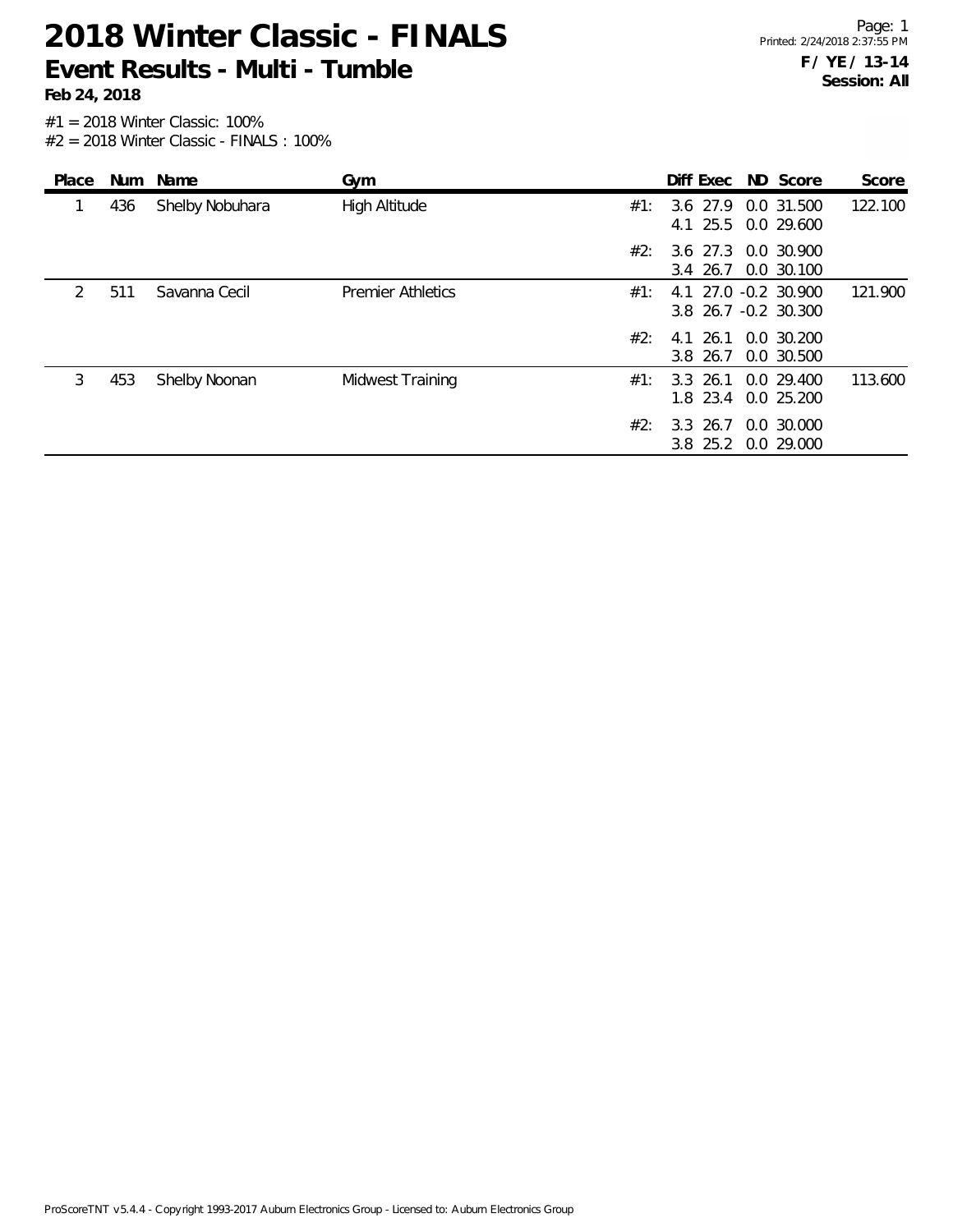# 2018 Winter Classic - FINALS

## Event Results - Multi - Tumble

**Feb 24, 2018**

**F / YE / 13-14**
**Session: All**

#1 = 2018 Winter Classic: 100%
#2 = 2018 Winter Classic - FINALS : 100%

| Place | Num | Name | Gym | | Diff | Exec | ND | Score | Score |
|---|---|---|---|---|---|---|---|---|---|
| 1 | 436 | Shelby Nobuhara | High Altitude | #1: | 3.6 | 27.9 | 0.0 | 31.500 | 122.100 |
| | | | | | 4.1 | 25.5 | 0.0 | 29.600 | |
| | | | | #2: | 3.6 | 27.3 | 0.0 | 30.900 | |
| | | | | | 3.4 | 26.7 | 0.0 | 30.100 | |
| 2 | 511 | Savanna Cecil | Premier Athletics | #1: | 4.1 | 27.0 | -0.2 | 30.900 | 121.900 |
| | | | | | 3.8 | 26.7 | -0.2 | 30.300 | |
| | | | | #2: | 4.1 | 26.1 | 0.0 | 30.200 | |
| | | | | | 3.8 | 26.7 | 0.0 | 30.500 | |
| 3 | 453 | Shelby Noonan | Midwest Training | #1: | 3.3 | 26.1 | 0.0 | 29.400 | 113.600 |
| | | | | | 1.8 | 23.4 | 0.0 | 25.200 | |
| | | | | #2: | 3.3 | 26.7 | 0.0 | 30.000 | |
| | | | | | 3.8 | 25.2 | 0.0 | 29.000 | |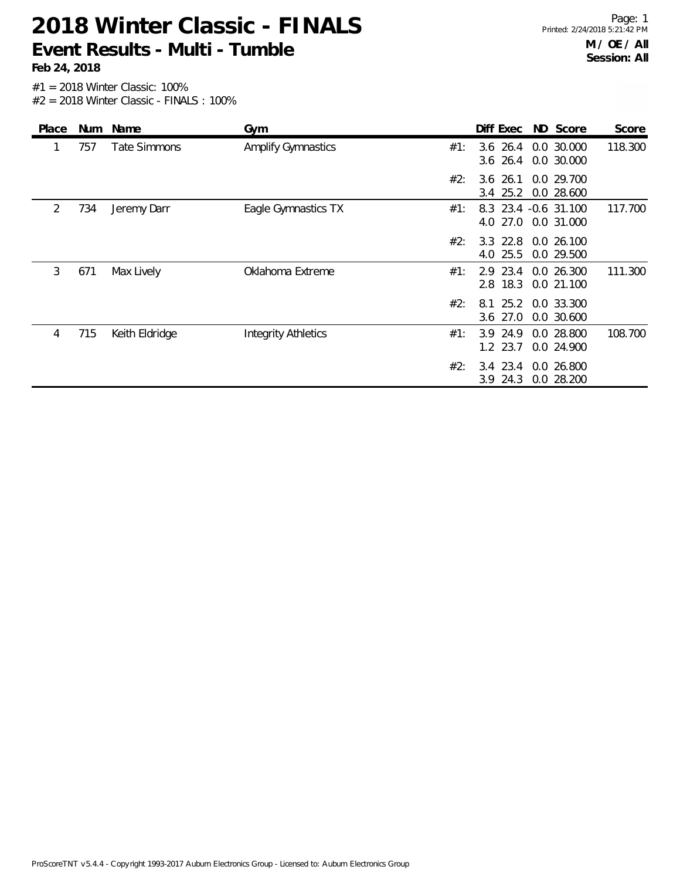# 2018 Winter Classic - FINALS

## Event Results - Multi - Tumble

**Feb 24, 2018**

**M / OE / All**
**Session: All**

#1 = 2018 Winter Classic: 100%
#2 = 2018 Winter Classic - FINALS : 100%

| Place | Num | Name | Gym | | Diff | Exec | ND | Score | Score |
|---|---|---|---|---|---|---|---|---|---|
| 1 | 757 | Tate Simmons | Amplify Gymnastics | #1: | 3.6 | 26.4 | 0.0 | 30.000 | 118.300 |
| | | | | | 3.6 | 26.4 | 0.0 | 30.000 | |
| | | | | #2: | 3.6 | 26.1 | 0.0 | 29.700 | |
| | | | | | 3.4 | 25.2 | 0.0 | 28.600 | |
| 2 | 734 | Jeremy Darr | Eagle Gymnastics TX | #1: | 8.3 | 23.4 | -0.6 | 31.100 | 117.700 |
| | | | | | 4.0 | 27.0 | 0.0 | 31.000 | |
| | | | | #2: | 3.3 | 22.8 | 0.0 | 26.100 | |
| | | | | | 4.0 | 25.5 | 0.0 | 29.500 | |
| 3 | 671 | Max Lively | Oklahoma Extreme | #1: | 2.9 | 23.4 | 0.0 | 26.300 | 111.300 |
| | | | | | 2.8 | 18.3 | 0.0 | 21.100 | |
| | | | | #2: | 8.1 | 25.2 | 0.0 | 33.300 | |
| | | | | | 3.6 | 27.0 | 0.0 | 30.600 | |
| 4 | 715 | Keith Eldridge | Integrity Athletics | #1: | 3.9 | 24.9 | 0.0 | 28.800 | 108.700 |
| | | | | | 1.2 | 23.7 | 0.0 | 24.900 | |
| | | | | #2: | 3.4 | 23.4 | 0.0 | 26.800 | |
| | | | | | 3.9 | 24.3 | 0.0 | 28.200 | |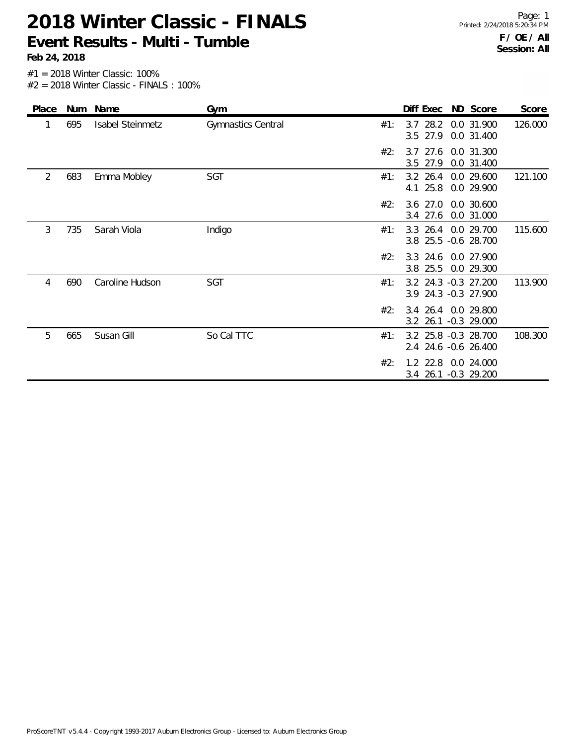# 2018 Winter Classic - FINALS

## Event Results - Multi - Tumble

**Feb 24, 2018**

**F / OE / All**
**Session: All**

#1 = 2018 Winter Classic: 100%
#2 = 2018 Winter Classic - FINALS : 100%

| Place | Num | Name | Gym | | Diff | Exec | ND | Score | Score |
|---|---|---|---|---|---|---|---|---|---|
| 1 | 695 | Isabel Steinmetz | Gymnastics Central | #1: | 3.7 | 28.2 | 0.0 | 31.900 | 126.000 |
| | | | | | 3.5 | 27.9 | 0.0 | 31.400 | |
| | | | | #2: | 3.7 | 27.6 | 0.0 | 31.300 | |
| | | | | | 3.5 | 27.9 | 0.0 | 31.400 | |
| 2 | 683 | Emma Mobley | SGT | #1: | 3.2 | 26.4 | 0.0 | 29.600 | 121.100 |
| | | | | | 4.1 | 25.8 | 0.0 | 29.900 | |
| | | | | #2: | 3.6 | 27.0 | 0.0 | 30.600 | |
| | | | | | 3.4 | 27.6 | 0.0 | 31.000 | |
| 3 | 735 | Sarah Viola | Indigo | #1: | 3.3 | 26.4 | 0.0 | 29.700 | 115.600 |
| | | | | | 3.8 | 25.5 | -0.6 | 28.700 | |
| | | | | #2: | 3.3 | 24.6 | 0.0 | 27.900 | |
| | | | | | 3.8 | 25.5 | 0.0 | 29.300 | |
| 4 | 690 | Caroline Hudson | SGT | #1: | 3.2 | 24.3 | -0.3 | 27.200 | 113.900 |
| | | | | | 3.9 | 24.3 | -0.3 | 27.900 | |
| | | | | #2: | 3.4 | 26.4 | 0.0 | 29.800 | |
| | | | | | 3.2 | 26.1 | -0.3 | 29.000 | |
| 5 | 665 | Susan Gill | So Cal TTC | #1: | 3.2 | 25.8 | -0.3 | 28.700 | 108.300 |
| | | | | | 2.4 | 24.6 | -0.6 | 26.400 | |
| | | | | #2: | 1.2 | 22.8 | 0.0 | 24.000 | |
| | | | | | 3.4 | 26.1 | -0.3 | 29.200 | |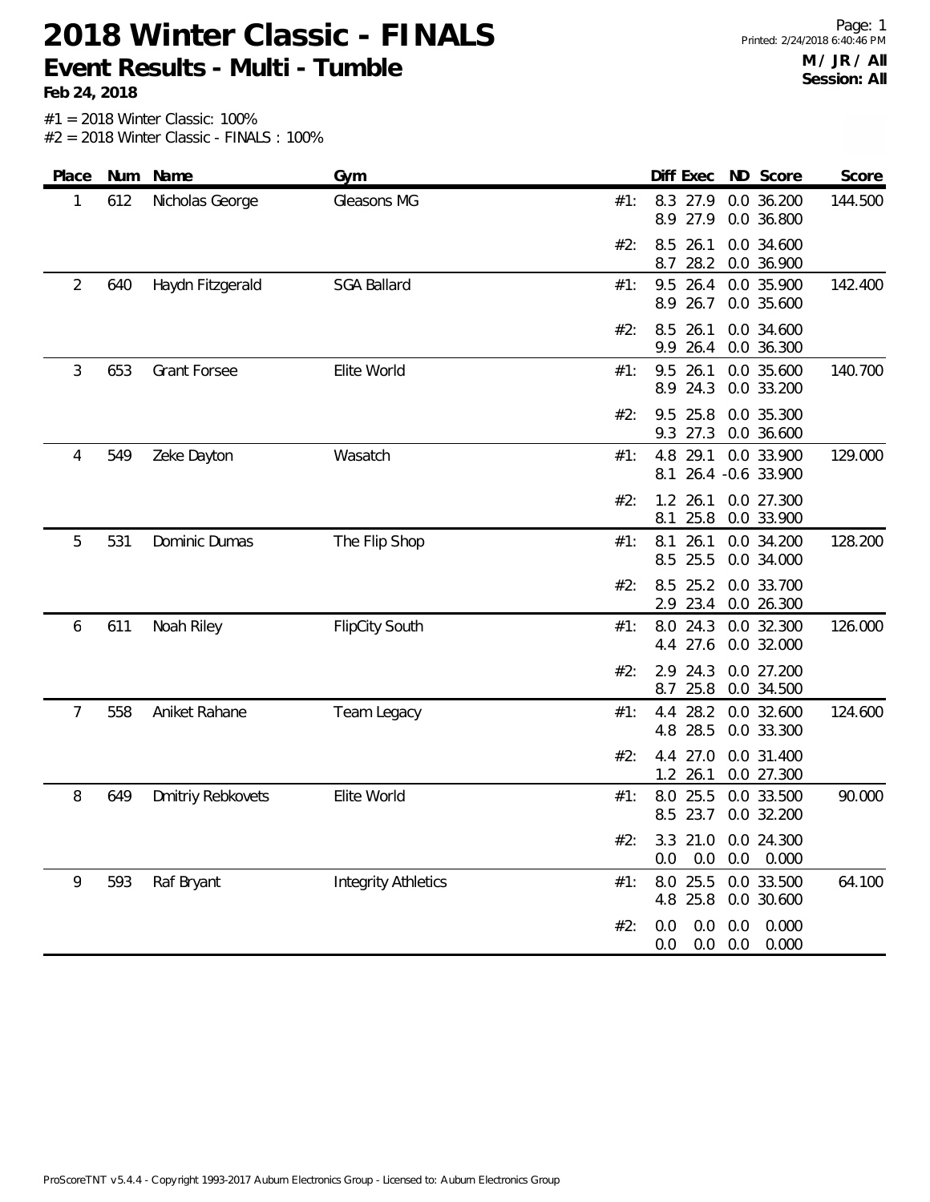# 2018 Winter Classic - FINALS

## Event Results - Multi - Tumble

**Feb 24, 2018**

**M / JR / All**
**Session: All**

#1 = 2018 Winter Classic: 100%
#2 = 2018 Winter Classic - FINALS : 100%

| Place | Num | Name | Gym | | Diff | Exec | ND | Score | Score |
|---|---|---|---|---|---|---|---|---|---|
| 1 | 612 | Nicholas George | Gleasons MG | #1: | 8.3 | 27.9 | 0.0 | 36.200 | 144.500 |
| | | | | | 8.9 | 27.9 | 0.0 | 36.800 | |
| | | | | #2: | 8.5 | 26.1 | 0.0 | 34.600 | |
| | | | | | 8.7 | 28.2 | 0.0 | 36.900 | |
| 2 | 640 | Haydn Fitzgerald | SGA Ballard | #1: | 9.5 | 26.4 | 0.0 | 35.900 | 142.400 |
| | | | | | 8.9 | 26.7 | 0.0 | 35.600 | |
| | | | | #2: | 8.5 | 26.1 | 0.0 | 34.600 | |
| | | | | | 9.9 | 26.4 | 0.0 | 36.300 | |
| 3 | 653 | Grant Forsee | Elite World | #1: | 9.5 | 26.1 | 0.0 | 35.600 | 140.700 |
| | | | | | 8.9 | 24.3 | 0.0 | 33.200 | |
| | | | | #2: | 9.5 | 25.8 | 0.0 | 35.300 | |
| | | | | | 9.3 | 27.3 | 0.0 | 36.600 | |
| 4 | 549 | Zeke Dayton | Wasatch | #1: | 4.8 | 29.1 | 0.0 | 33.900 | 129.000 |
| | | | | | 8.1 | 26.4 | -0.6 | 33.900 | |
| | | | | #2: | 1.2 | 26.1 | 0.0 | 27.300 | |
| | | | | | 8.1 | 25.8 | 0.0 | 33.900 | |
| 5 | 531 | Dominic Dumas | The Flip Shop | #1: | 8.1 | 26.1 | 0.0 | 34.200 | 128.200 |
| | | | | | 8.5 | 25.5 | 0.0 | 34.000 | |
| | | | | #2: | 8.5 | 25.2 | 0.0 | 33.700 | |
| | | | | | 2.9 | 23.4 | 0.0 | 26.300 | |
| 6 | 611 | Noah Riley | FlipCity South | #1: | 8.0 | 24.3 | 0.0 | 32.300 | 126.000 |
| | | | | | 4.4 | 27.6 | 0.0 | 32.000 | |
| | | | | #2: | 2.9 | 24.3 | 0.0 | 27.200 | |
| | | | | | 8.7 | 25.8 | 0.0 | 34.500 | |
| 7 | 558 | Aniket Rahane | Team Legacy | #1: | 4.4 | 28.2 | 0.0 | 32.600 | 124.600 |
| | | | | | 4.8 | 28.5 | 0.0 | 33.300 | |
| | | | | #2: | 4.4 | 27.0 | 0.0 | 31.400 | |
| | | | | | 1.2 | 26.1 | 0.0 | 27.300 | |
| 8 | 649 | Dmitriy Rebkovets | Elite World | #1: | 8.0 | 25.5 | 0.0 | 33.500 | 90.000 |
| | | | | | 8.5 | 23.7 | 0.0 | 32.200 | |
| | | | | #2: | 3.3 | 21.0 | 0.0 | 24.300 | |
| | | | | | 0.0 | 0.0 | 0.0 | 0.000 | |
| 9 | 593 | Raf Bryant | Integrity Athletics | #1: | 8.0 | 25.5 | 0.0 | 33.500 | 64.100 |
| | | | | | 4.8 | 25.8 | 0.0 | 30.600 | |
| | | | | #2: | 0.0 | 0.0 | 0.0 | 0.000 | |
| | | | | | 0.0 | 0.0 | 0.0 | 0.000 | |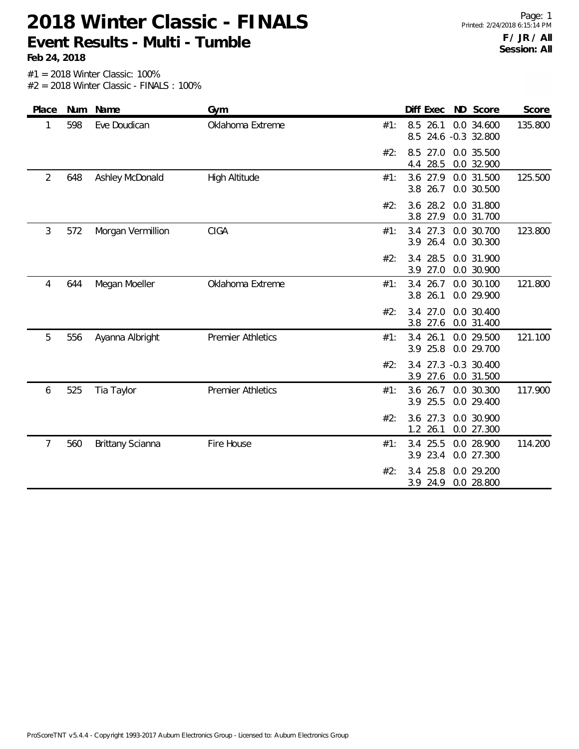# 2018 Winter Classic - FINALS

## Event Results - Multi - Tumble

**Feb 24, 2018**

Printed: 2/24/2018 6:15:14 PM

**F / JR / All**
**Session: All**

#1 = 2018 Winter Classic: 100%
#2 = 2018 Winter Classic - FINALS : 100%

| Place | Num | Name | Gym | | Diff | Exec | ND | Score | Score |
|---|---|---|---|---|---|---|---|---|---|
| 1 | 598 | Eve Doudican | Oklahoma Extreme | #1: | 8.5 | 26.1 | 0.0 | 34.600 | 135.800 |
| | | | | | 8.5 | 24.6 | -0.3 | 32.800 | |
| | | | | #2: | 8.5 | 27.0 | 0.0 | 35.500 | |
| | | | | | 4.4 | 28.5 | 0.0 | 32.900 | |
| 2 | 648 | Ashley McDonald | High Altitude | #1: | 3.6 | 27.9 | 0.0 | 31.500 | 125.500 |
| | | | | | 3.8 | 26.7 | 0.0 | 30.500 | |
| | | | | #2: | 3.6 | 28.2 | 0.0 | 31.800 | |
| | | | | | 3.8 | 27.9 | 0.0 | 31.700 | |
| 3 | 572 | Morgan Vermillion | CIGA | #1: | 3.4 | 27.3 | 0.0 | 30.700 | 123.800 |
| | | | | | 3.9 | 26.4 | 0.0 | 30.300 | |
| | | | | #2: | 3.4 | 28.5 | 0.0 | 31.900 | |
| | | | | | 3.9 | 27.0 | 0.0 | 30.900 | |
| 4 | 644 | Megan Moeller | Oklahoma Extreme | #1: | 3.4 | 26.7 | 0.0 | 30.100 | 121.800 |
| | | | | | 3.8 | 26.1 | 0.0 | 29.900 | |
| | | | | #2: | 3.4 | 27.0 | 0.0 | 30.400 | |
| | | | | | 3.8 | 27.6 | 0.0 | 31.400 | |
| 5 | 556 | Ayanna Albright | Premier Athletics | #1: | 3.4 | 26.1 | 0.0 | 29.500 | 121.100 |
| | | | | | 3.9 | 25.8 | 0.0 | 29.700 | |
| | | | | #2: | 3.4 | 27.3 | -0.3 | 30.400 | |
| | | | | | 3.9 | 27.6 | 0.0 | 31.500 | |
| 6 | 525 | Tia Taylor | Premier Athletics | #1: | 3.6 | 26.7 | 0.0 | 30.300 | 117.900 |
| | | | | | 3.9 | 25.5 | 0.0 | 29.400 | |
| | | | | #2: | 3.6 | 27.3 | 0.0 | 30.900 | |
| | | | | | 1.2 | 26.1 | 0.0 | 27.300 | |
| 7 | 560 | Brittany Scianna | Fire House | #1: | 3.4 | 25.5 | 0.0 | 28.900 | 114.200 |
| | | | | | 3.9 | 23.4 | 0.0 | 27.300 | |
| | | | | #2: | 3.4 | 25.8 | 0.0 | 29.200 | |
| | | | | | 3.9 | 24.9 | 0.0 | 28.800 | |

ProScoreTNT v5.4.4 - Copyright 1993-2017 Auburn Electronics Group - Licensed to: Auburn Electronics Group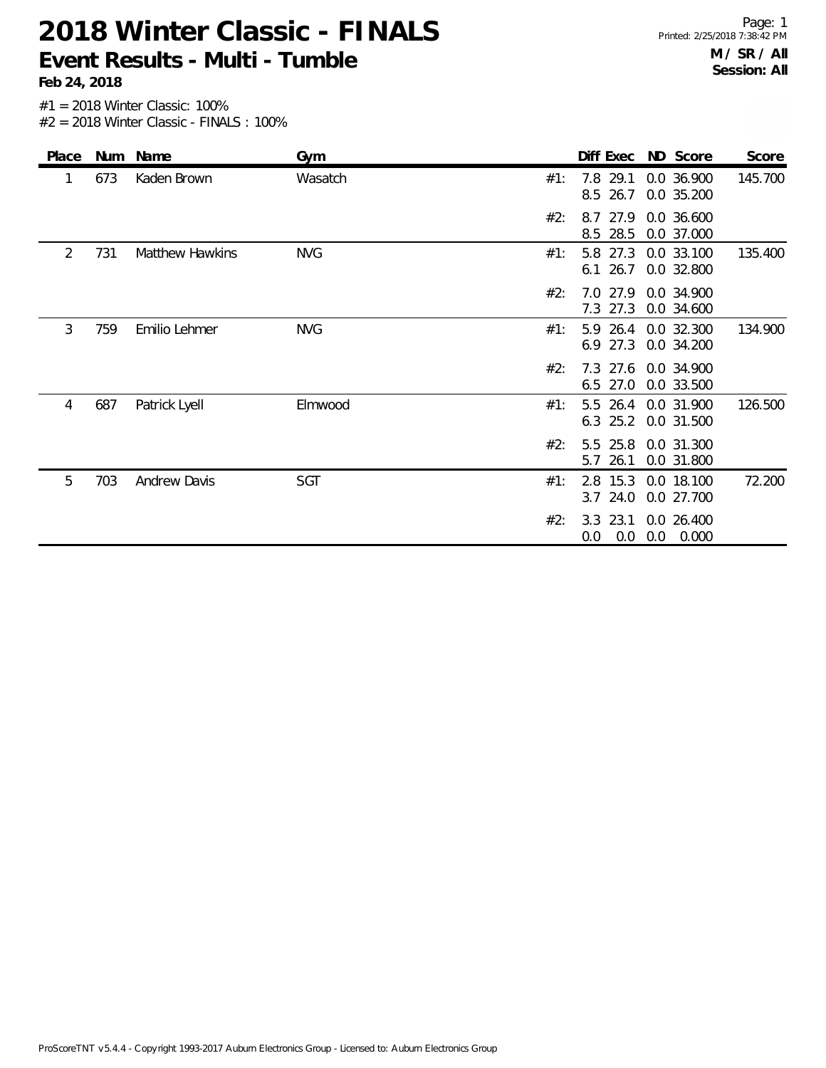# 2018 Winter Classic - FINALS

## Event Results - Multi - Tumble

**Feb 24, 2018**

**M / SR / All**
**Session: All**

#1 = 2018 Winter Classic: 100%
#2 = 2018 Winter Classic - FINALS : 100%

| Place | Num | Name | Gym | | Diff | Exec | ND | Score | Score |
|---|---|---|---|---|---|---|---|---|---|
| 1 | 673 | Kaden Brown | Wasatch | #1: | 7.8 | 29.1 | 0.0 | 36.900 | 145.700 |
| | | | | | 8.5 | 26.7 | 0.0 | 35.200 | |
| | | | | #2: | 8.7 | 27.9 | 0.0 | 36.600 | |
| | | | | | 8.5 | 28.5 | 0.0 | 37.000 | |
| 2 | 731 | Matthew Hawkins | NVG | #1: | 5.8 | 27.3 | 0.0 | 33.100 | 135.400 |
| | | | | | 6.1 | 26.7 | 0.0 | 32.800 | |
| | | | | #2: | 7.0 | 27.9 | 0.0 | 34.900 | |
| | | | | | 7.3 | 27.3 | 0.0 | 34.600 | |
| 3 | 759 | Emilio Lehmer | NVG | #1: | 5.9 | 26.4 | 0.0 | 32.300 | 134.900 |
| | | | | | 6.9 | 27.3 | 0.0 | 34.200 | |
| | | | | #2: | 7.3 | 27.6 | 0.0 | 34.900 | |
| | | | | | 6.5 | 27.0 | 0.0 | 33.500 | |
| 4 | 687 | Patrick Lyell | Elmwood | #1: | 5.5 | 26.4 | 0.0 | 31.900 | 126.500 |
| | | | | | 6.3 | 25.2 | 0.0 | 31.500 | |
| | | | | #2: | 5.5 | 25.8 | 0.0 | 31.300 | |
| | | | | | 5.7 | 26.1 | 0.0 | 31.800 | |
| 5 | 703 | Andrew Davis | SGT | #1: | 2.8 | 15.3 | 0.0 | 18.100 | 72.200 |
| | | | | | 3.7 | 24.0 | 0.0 | 27.700 | |
| | | | | #2: | 3.3 | 23.1 | 0.0 | 26.400 | |
| | | | | | 0.0 | 0.0 | 0.0 | 0.000 | |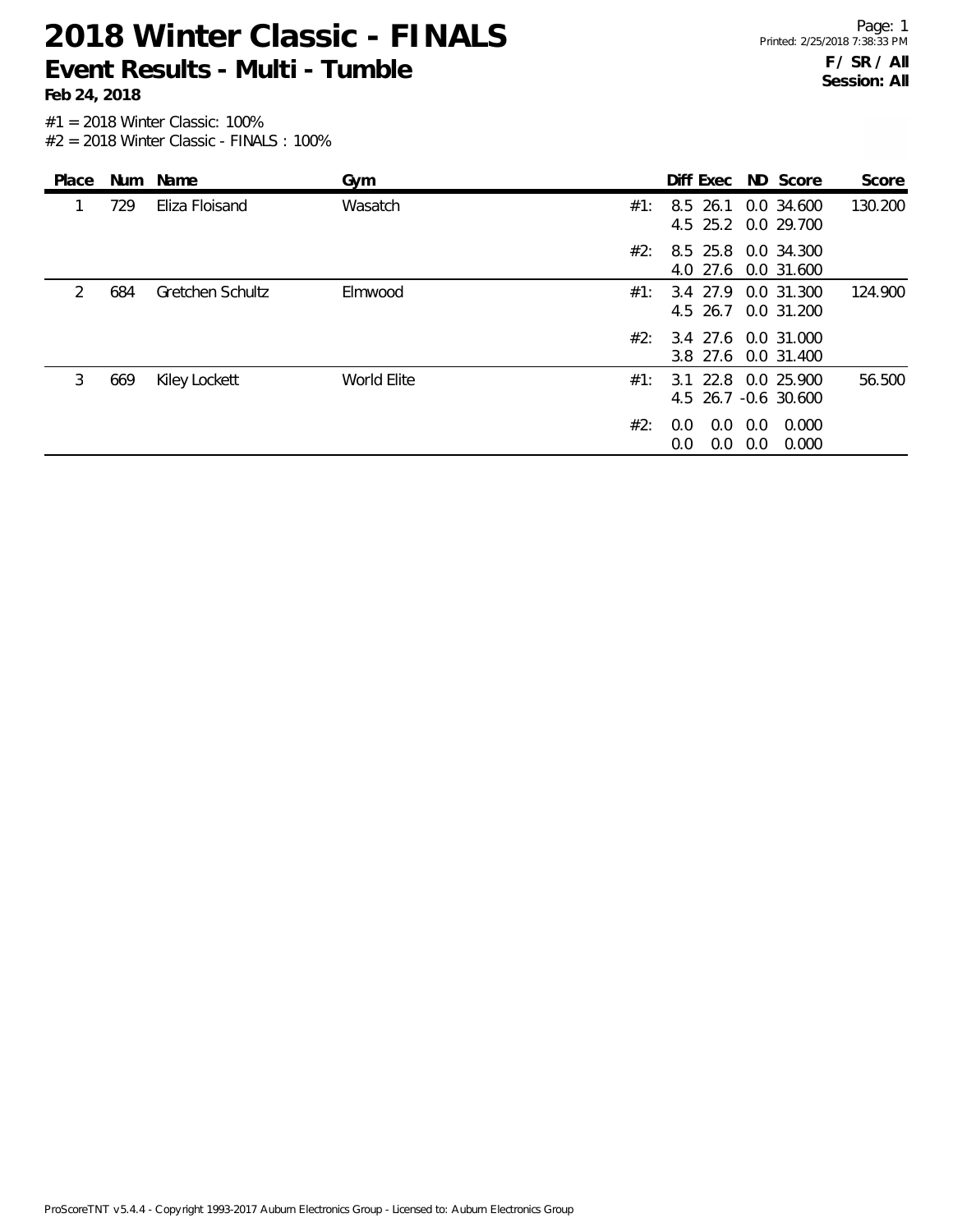# 2018 Winter Classic - FINALS

## Event Results - Multi - Tumble

**Feb 24, 2018**

Printed: 2/25/2018 7:38:33 PM

**F / SR / All**
**Session: All**

#1 = 2018 Winter Classic: 100%
#2 = 2018 Winter Classic - FINALS : 100%

| Place | Num | Name | Gym | | Diff | Exec | ND | Score | Score |
|---|---|---|---|---|---|---|---|---|---|
| 1 | 729 | Eliza Floisand | Wasatch | #1: | 8.5 | 26.1 | 0.0 | 34.600 | 130.200 |
| | | | | | 4.5 | 25.2 | 0.0 | 29.700 | |
| | | | | #2: | 8.5 | 25.8 | 0.0 | 34.300 | |
| | | | | | 4.0 | 27.6 | 0.0 | 31.600 | |
| 2 | 684 | Gretchen Schultz | Elmwood | #1: | 3.4 | 27.9 | 0.0 | 31.300 | 124.900 |
| | | | | | 4.5 | 26.7 | 0.0 | 31.200 | |
| | | | | #2: | 3.4 | 27.6 | 0.0 | 31.000 | |
| | | | | | 3.8 | 27.6 | 0.0 | 31.400 | |
| 3 | 669 | Kiley Lockett | World Elite | #1: | 3.1 | 22.8 | 0.0 | 25.900 | 56.500 |
| | | | | | 4.5 | 26.7 | -0.6 | 30.600 | |
| | | | | #2: | 0.0 | 0.0 | 0.0 | 0.000 | |
| | | | | | 0.0 | 0.0 | 0.0 | 0.000 | |

ProScoreTNT v5.4.4 - Copyright 1993-2017 Auburn Electronics Group - Licensed to: Auburn Electronics Group